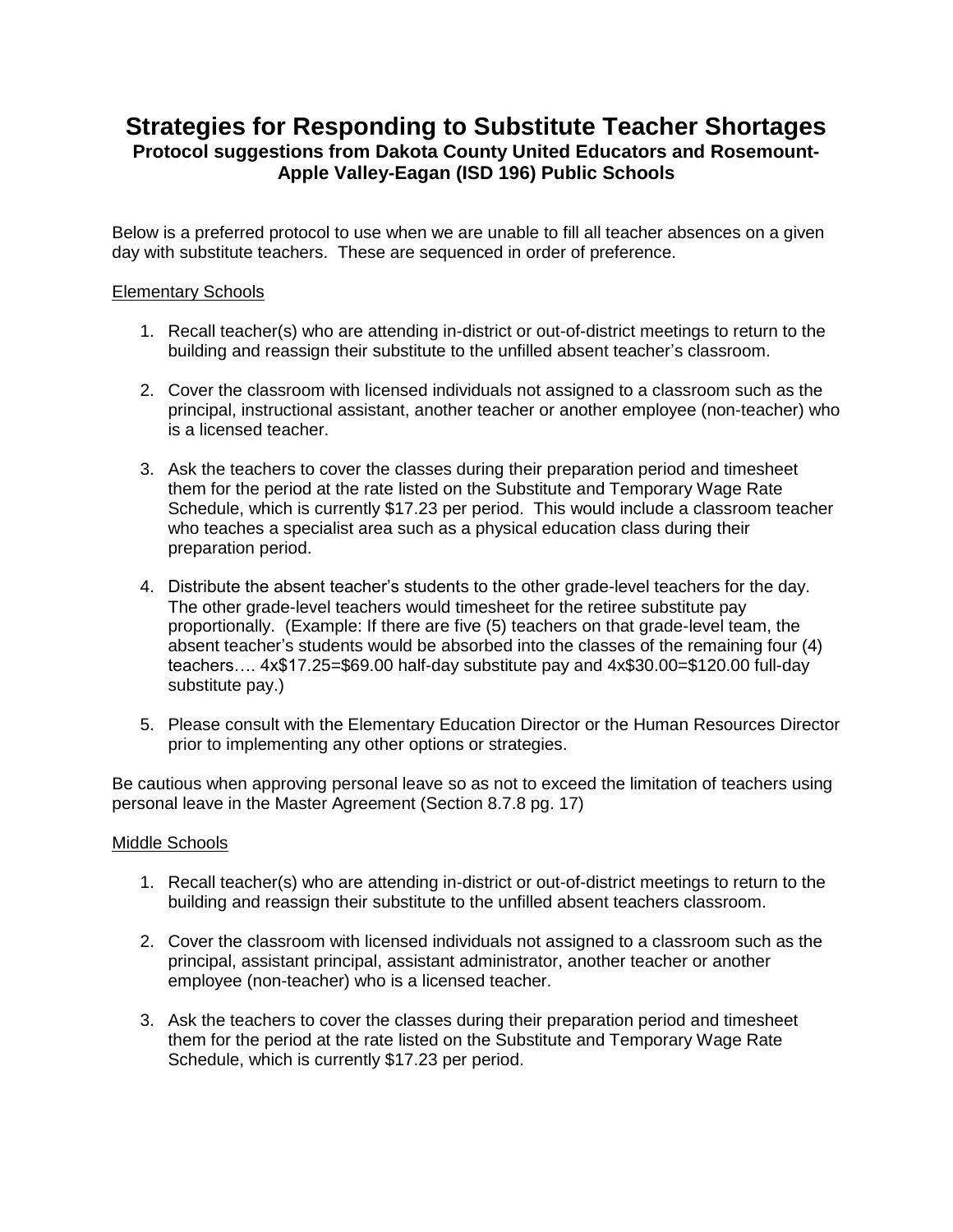# Strategies for Responding to Substitute Teacher Shortages

**Protocol suggestions from Dakota County United Educators and Rosemount-Apple Valley-Eagan (ISD 196) Public Schools**

Below is a preferred protocol to use when we are unable to fill all teacher absences on a given day with substitute teachers. These are sequenced in order of preference.

## Elementary Schools

1. Recall teacher(s) who are attending in-district or out-of-district meetings to return to the building and reassign their substitute to the unfilled absent teacher's classroom.

2. Cover the classroom with licensed individuals not assigned to a classroom such as the principal, instructional assistant, another teacher or another employee (non-teacher) who is a licensed teacher.

3. Ask the teachers to cover the classes during their preparation period and timesheet them for the period at the rate listed on the Substitute and Temporary Wage Rate Schedule, which is currently $17.23 per period. This would include a classroom teacher who teaches a specialist area such as a physical education class during their preparation period.

4. Distribute the absent teacher's students to the other grade-level teachers for the day. The other grade-level teachers would timesheet for the retiree substitute pay proportionally. (Example: If there are five (5) teachers on that grade-level team, the absent teacher's students would be absorbed into the classes of the remaining four (4) teachers…. 4x$17.25=$69.00 half-day substitute pay and 4x$30.00=$120.00 full-day substitute pay.)

5. Please consult with the Elementary Education Director or the Human Resources Director prior to implementing any other options or strategies.

Be cautious when approving personal leave so as not to exceed the limitation of teachers using personal leave in the Master Agreement (Section 8.7.8 pg. 17)

## Middle Schools

1. Recall teacher(s) who are attending in-district or out-of-district meetings to return to the building and reassign their substitute to the unfilled absent teachers classroom.

2. Cover the classroom with licensed individuals not assigned to a classroom such as the principal, assistant principal, assistant administrator, another teacher or another employee (non-teacher) who is a licensed teacher.

3. Ask the teachers to cover the classes during their preparation period and timesheet them for the period at the rate listed on the Substitute and Temporary Wage Rate Schedule, which is currently $17.23 per period.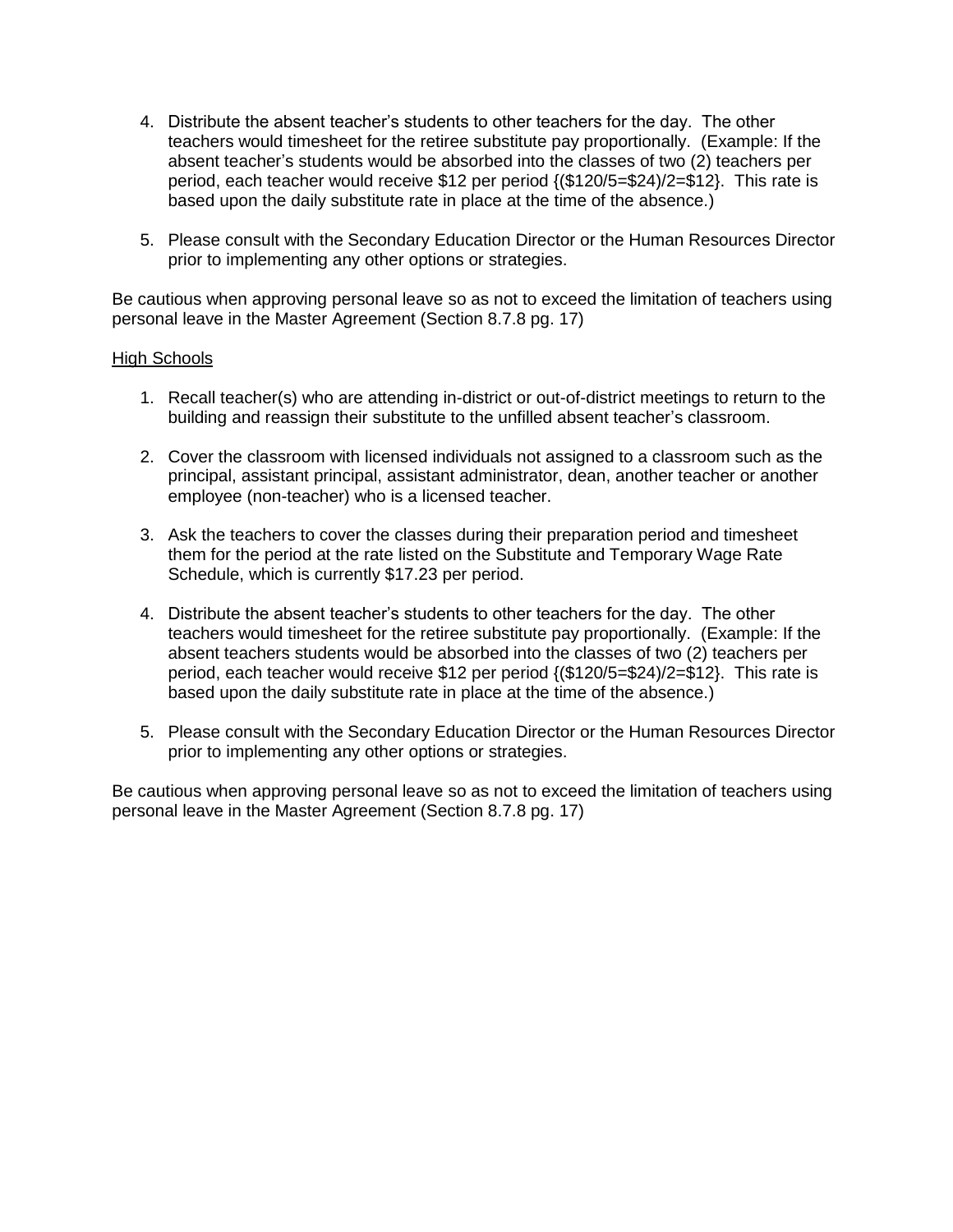4. Distribute the absent teacher's students to other teachers for the day. The other teachers would timesheet for the retiree substitute pay proportionally. (Example: If the absent teacher's students would be absorbed into the classes of two (2) teachers per period, each teacher would receive $12 per period {($120/5=$24)/2=$12}. This rate is based upon the daily substitute rate in place at the time of the absence.)

5. Please consult with the Secondary Education Director or the Human Resources Director prior to implementing any other options or strategies.

Be cautious when approving personal leave so as not to exceed the limitation of teachers using personal leave in the Master Agreement (Section 8.7.8 pg. 17)

<u>High Schools</u>

1. Recall teacher(s) who are attending in-district or out-of-district meetings to return to the building and reassign their substitute to the unfilled absent teacher's classroom.

2. Cover the classroom with licensed individuals not assigned to a classroom such as the principal, assistant principal, assistant administrator, dean, another teacher or another employee (non-teacher) who is a licensed teacher.

3. Ask the teachers to cover the classes during their preparation period and timesheet them for the period at the rate listed on the Substitute and Temporary Wage Rate Schedule, which is currently $17.23 per period.

4. Distribute the absent teacher's students to other teachers for the day. The other teachers would timesheet for the retiree substitute pay proportionally. (Example: If the absent teachers students would be absorbed into the classes of two (2) teachers per period, each teacher would receive $12 per period {($120/5=$24)/2=$12}. This rate is based upon the daily substitute rate in place at the time of the absence.)

5. Please consult with the Secondary Education Director or the Human Resources Director prior to implementing any other options or strategies.

Be cautious when approving personal leave so as not to exceed the limitation of teachers using personal leave in the Master Agreement (Section 8.7.8 pg. 17)